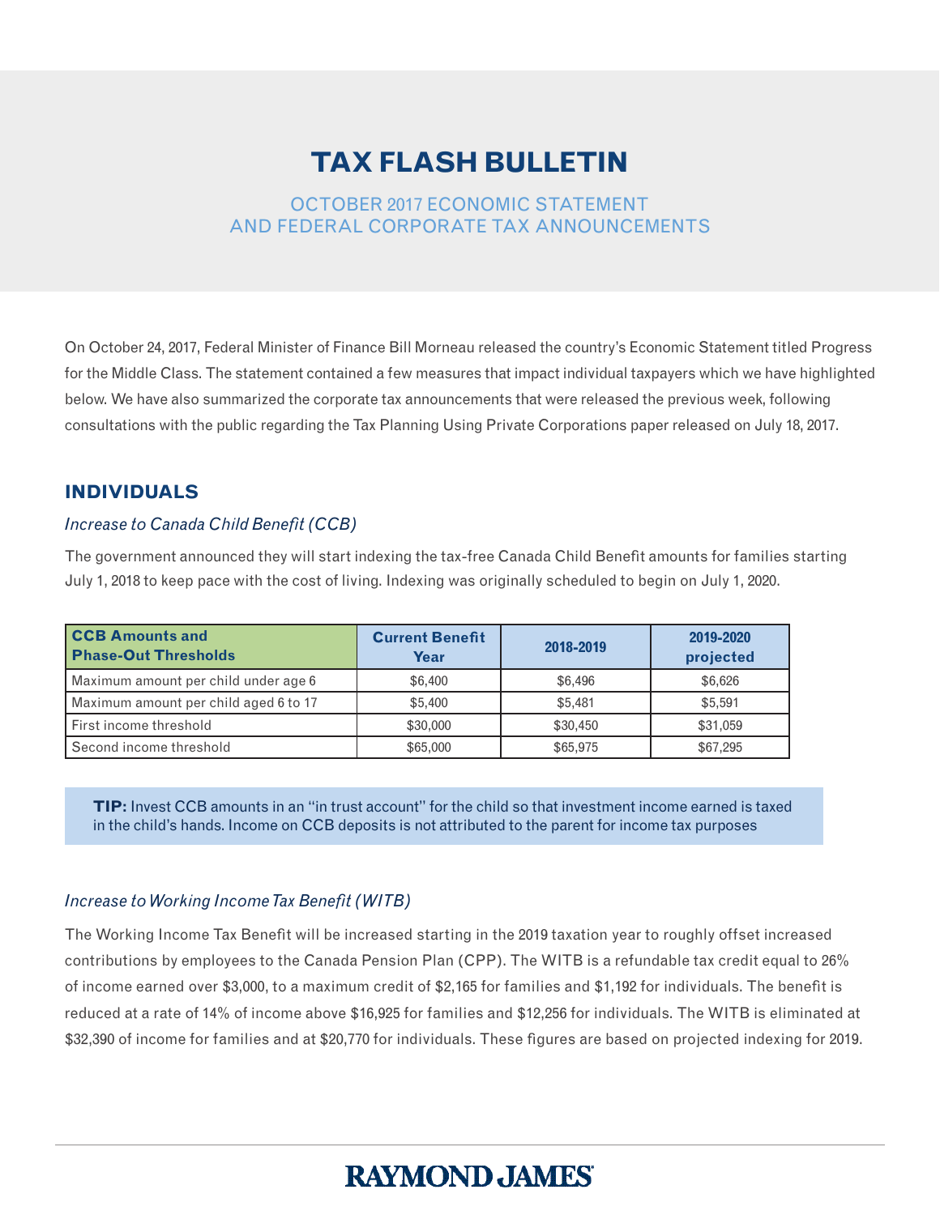# TAX FLASH BULLETIN

## OCTOBER 2017 ECONOMIC STATEMENT AND FEDERAL CORPORATE TAX ANNOUNCEMENTS

On October 24, 2017, Federal Minister of Finance Bill Morneau released the country's Economic Statement titled Progress for the Middle Class. The statement contained a few measures that impact individual taxpayers which we have highlighted below. We have also summarized the corporate tax announcements that were released the previous week, following consultations with the public regarding the Tax Planning Using Private Corporations paper released on July 18, 2017.

## INDIVIDUALS

*Increase to Canada Child Benefit (CCB)*

The government announced they will start indexing the tax-free Canada Child Benefit amounts for families starting July 1, 2018 to keep pace with the cost of living. Indexing was originally scheduled to begin on July 1, 2020.

| CCB Amounts and Phase-Out Thresholds | Current Benefit Year | 2018-2019 | 2019-2020 projected |
|---|---|---|---|
| Maximum amount per child under age 6 | $6,400 | $6,496 | $6,626 |
| Maximum amount per child aged 6 to 17 | $5,400 | $5,481 | $5,591 |
| First income threshold | $30,000 | $30,450 | $31,059 |
| Second income threshold | $65,000 | $65,975 | $67,295 |

**TIP:** Invest CCB amounts in an "in trust account" for the child so that investment income earned is taxed in the child's hands. Income on CCB deposits is not attributed to the parent for income tax purposes

*Increase to Working Income Tax Benefit (WITB)*

The Working Income Tax Benefit will be increased starting in the 2019 taxation year to roughly offset increased contributions by employees to the Canada Pension Plan (CPP). The WITB is a refundable tax credit equal to 26% of income earned over $3,000, to a maximum credit of $2,165 for families and $1,192 for individuals. The benefit is reduced at a rate of 14% of income above $16,925 for families and $12,256 for individuals. The WITB is eliminated at $32,390 of income for families and at $20,770 for individuals. These figures are based on projected indexing for 2019.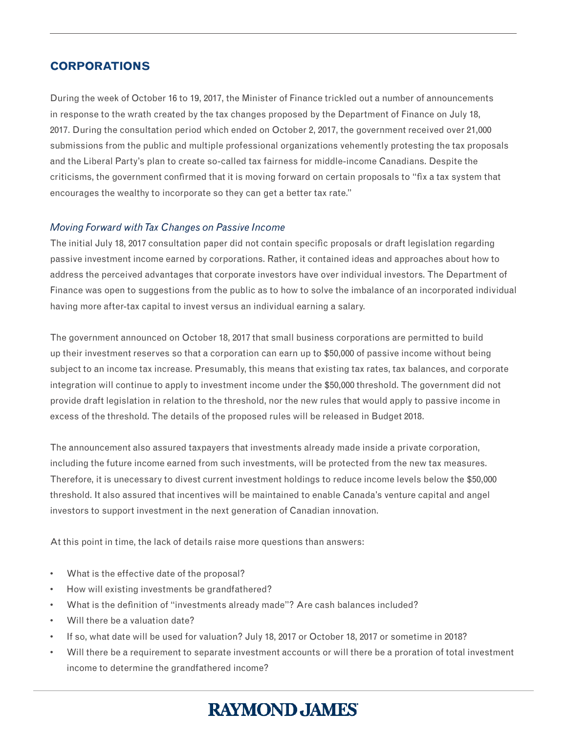## CORPORATIONS

During the week of October 16 to 19, 2017, the Minister of Finance trickled out a number of announcements in response to the wrath created by the tax changes proposed by the Department of Finance on July 18, 2017. During the consultation period which ended on October 2, 2017, the government received over 21,000 submissions from the public and multiple professional organizations vehemently protesting the tax proposals and the Liberal Party's plan to create so-called tax fairness for middle-income Canadians. Despite the criticisms, the government confirmed that it is moving forward on certain proposals to "fix a tax system that encourages the wealthy to incorporate so they can get a better tax rate."

### *Moving Forward with Tax Changes on Passive Income*

The initial July 18, 2017 consultation paper did not contain specific proposals or draft legislation regarding passive investment income earned by corporations. Rather, it contained ideas and approaches about how to address the perceived advantages that corporate investors have over individual investors. The Department of Finance was open to suggestions from the public as to how to solve the imbalance of an incorporated individual having more after-tax capital to invest versus an individual earning a salary.

The government announced on October 18, 2017 that small business corporations are permitted to build up their investment reserves so that a corporation can earn up to $50,000 of passive income without being subject to an income tax increase. Presumably, this means that existing tax rates, tax balances, and corporate integration will continue to apply to investment income under the $50,000 threshold. The government did not provide draft legislation in relation to the threshold, nor the new rules that would apply to passive income in excess of the threshold. The details of the proposed rules will be released in Budget 2018.

The announcement also assured taxpayers that investments already made inside a private corporation, including the future income earned from such investments, will be protected from the new tax measures. Therefore, it is unecessary to divest current investment holdings to reduce income levels below the $50,000 threshold. It also assured that incentives will be maintained to enable Canada's venture capital and angel investors to support investment in the next generation of Canadian innovation.

At this point in time, the lack of details raise more questions than answers:

- What is the effective date of the proposal?
- How will existing investments be grandfathered?
- What is the definition of "investments already made"? Are cash balances included?
- Will there be a valuation date?
- If so, what date will be used for valuation? July 18, 2017 or October 18, 2017 or sometime in 2018?
- Will there be a requirement to separate investment accounts or will there be a proration of total investment income to determine the grandfathered income?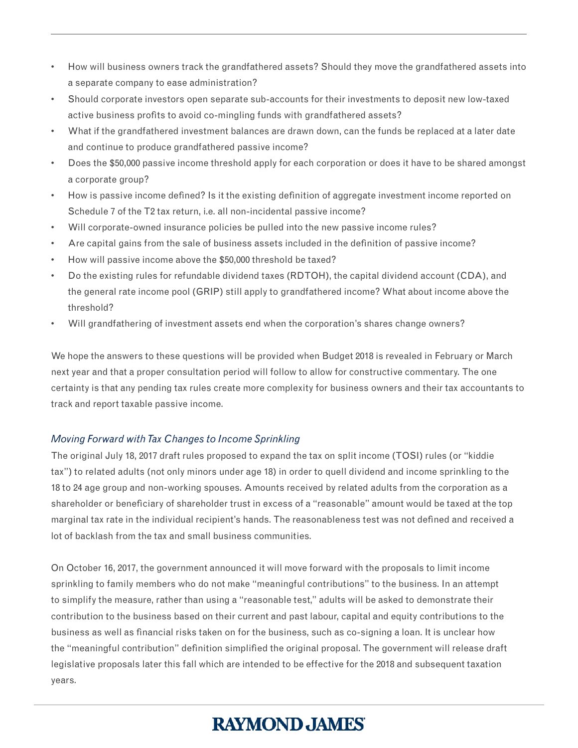- How will business owners track the grandfathered assets? Should they move the grandfathered assets into a separate company to ease administration?
- Should corporate investors open separate sub-accounts for their investments to deposit new low-taxed active business profits to avoid co-mingling funds with grandfathered assets?
- What if the grandfathered investment balances are drawn down, can the funds be replaced at a later date and continue to produce grandfathered passive income?
- Does the $50,000 passive income threshold apply for each corporation or does it have to be shared amongst a corporate group?
- How is passive income defined? Is it the existing definition of aggregate investment income reported on Schedule 7 of the T2 tax return, i.e. all non-incidental passive income?
- Will corporate-owned insurance policies be pulled into the new passive income rules?
- Are capital gains from the sale of business assets included in the definition of passive income?
- How will passive income above the $50,000 threshold be taxed?
- Do the existing rules for refundable dividend taxes (RDTOH), the capital dividend account (CDA), and the general rate income pool (GRIP) still apply to grandfathered income? What about income above the threshold?
- Will grandfathering of investment assets end when the corporation's shares change owners?

We hope the answers to these questions will be provided when Budget 2018 is revealed in February or March next year and that a proper consultation period will follow to allow for constructive commentary. The one certainty is that any pending tax rules create more complexity for business owners and their tax accountants to track and report taxable passive income.

### *Moving Forward with Tax Changes to Income Sprinkling*

The original July 18, 2017 draft rules proposed to expand the tax on split income (TOSI) rules (or "kiddie tax") to related adults (not only minors under age 18) in order to quell dividend and income sprinkling to the 18 to 24 age group and non-working spouses. Amounts received by related adults from the corporation as a shareholder or beneficiary of shareholder trust in excess of a "reasonable" amount would be taxed at the top marginal tax rate in the individual recipient's hands. The reasonableness test was not defined and received a lot of backlash from the tax and small business communities.

On October 16, 2017, the government announced it will move forward with the proposals to limit income sprinkling to family members who do not make "meaningful contributions" to the business. In an attempt to simplify the measure, rather than using a "reasonable test," adults will be asked to demonstrate their contribution to the business based on their current and past labour, capital and equity contributions to the business as well as financial risks taken on for the business, such as co-signing a loan. It is unclear how the "meaningful contribution" definition simplified the original proposal. The government will release draft legislative proposals later this fall which are intended to be effective for the 2018 and subsequent taxation years.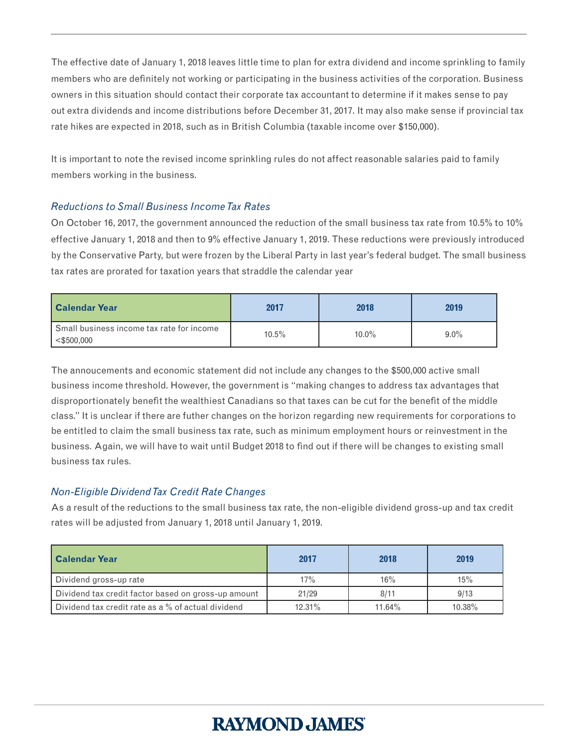The effective date of January 1, 2018 leaves little time to plan for extra dividend and income sprinkling to family members who are definitely not working or participating in the business activities of the corporation. Business owners in this situation should contact their corporate tax accountant to determine if it makes sense to pay out extra dividends and income distributions before December 31, 2017. It may also make sense if provincial tax rate hikes are expected in 2018, such as in British Columbia (taxable income over $150,000).

It is important to note the revised income sprinkling rules do not affect reasonable salaries paid to family members working in the business.

### *Reductions to Small Business Income Tax Rates*

On October 16, 2017, the government announced the reduction of the small business tax rate from 10.5% to 10% effective January 1, 2018 and then to 9% effective January 1, 2019. These reductions were previously introduced by the Conservative Party, but were frozen by the Liberal Party in last year's federal budget. The small business tax rates are prorated for taxation years that straddle the calendar year

| Calendar Year | 2017 | 2018 | 2019 |
|---|---|---|---|
| Small business income tax rate for income <$500,000 | 10.5% | 10.0% | 9.0% |

The annoucements and economic statement did not include any changes to the $500,000 active small business income threshold. However, the government is "making changes to address tax advantages that disproportionately benefit the wealthiest Canadians so that taxes can be cut for the benefit of the middle class." It is unclear if there are futher changes on the horizon regarding new requirements for corporations to be entitled to claim the small business tax rate, such as minimum employment hours or reinvestment in the business. Again, we will have to wait until Budget 2018 to find out if there will be changes to existing small business tax rules.

### *Non-Eligible Dividend Tax Credit Rate Changes*

As a result of the reductions to the small business tax rate, the non-eligible dividend gross-up and tax credit rates will be adjusted from January 1, 2018 until January 1, 2019.

| Calendar Year | 2017 | 2018 | 2019 |
|---|---|---|---|
| Dividend gross-up rate | 17% | 16% | 15% |
| Dividend tax credit factor based on gross-up amount | 21/29 | 8/11 | 9/13 |
| Dividend tax credit rate as a % of actual dividend | 12.31% | 11.64% | 10.38% |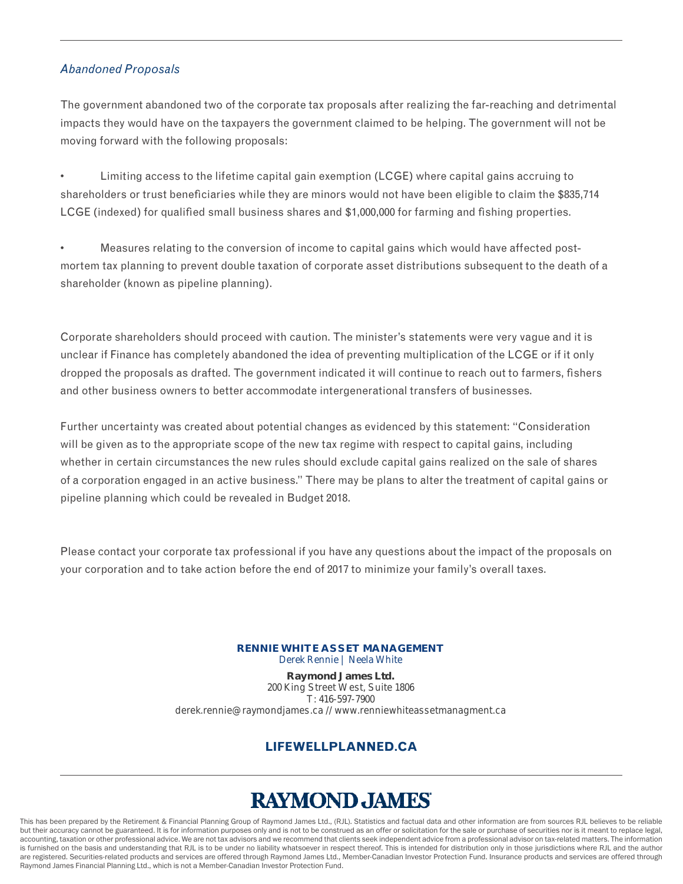### *Abandoned Proposals*

The government abandoned two of the corporate tax proposals after realizing the far-reaching and detrimental impacts they would have on the taxpayers the government claimed to be helping. The government will not be moving forward with the following proposals:

- Limiting access to the lifetime capital gain exemption (LCGE) where capital gains accruing to shareholders or trust beneficiaries while they are minors would not have been eligible to claim the $835,714 LCGE (indexed) for qualified small business shares and $1,000,000 for farming and fishing properties.

- Measures relating to the conversion of income to capital gains which would have affected post-mortem tax planning to prevent double taxation of corporate asset distributions subsequent to the death of a shareholder (known as pipeline planning).

Corporate shareholders should proceed with caution. The minister's statements were very vague and it is unclear if Finance has completely abandoned the idea of preventing multiplication of the LCGE or if it only dropped the proposals as drafted. The government indicated it will continue to reach out to farmers, fishers and other business owners to better accommodate intergenerational transfers of businesses.

Further uncertainty was created about potential changes as evidenced by this statement: "Consideration will be given as to the appropriate scope of the new tax regime with respect to capital gains, including whether in certain circumstances the new rules should exclude capital gains realized on the sale of shares of a corporation engaged in an active business." There may be plans to alter the treatment of capital gains or pipeline planning which could be revealed in Budget 2018.

Please contact your corporate tax professional if you have any questions about the impact of the proposals on your corporation and to take action before the end of 2017 to minimize your family's overall taxes.

**RENNIE WHITE ASSET MANAGEMENT**
Derek Rennie | Neela White

**Raymond James Ltd.**
200 King Street West, Suite 1806
T: 416-597-7900
derek.rennie@raymondjames.ca // www.renniewhiteassetmanagment.ca

**LIFEWELLPLANNED.CA**

**RAYMOND JAMES®**

This has been prepared by the Retirement & Financial Planning Group of Raymond James Ltd., (RJL). Statistics and factual data and other information are from sources RJL believes to be reliable but their accuracy cannot be guaranteed. It is for information purposes only and is not to be construed as an offer or solicitation for the sale or purchase of securities nor is it meant to replace legal, accounting, taxation or other professional advice. We are not tax advisors and we recommend that clients seek independent advice from a professional advisor on tax-related matters. The information is furnished on the basis and understanding that RJL is to be under no liability whatsoever in respect thereof. This is intended for distribution only in those jurisdictions where RJL and the author are registered. Securities-related products and services are offered through Raymond James Ltd., Member-Canadian Investor Protection Fund. Insurance products and services are offered through Raymond James Financial Planning Ltd., which is not a Member-Canadian Investor Protection Fund.